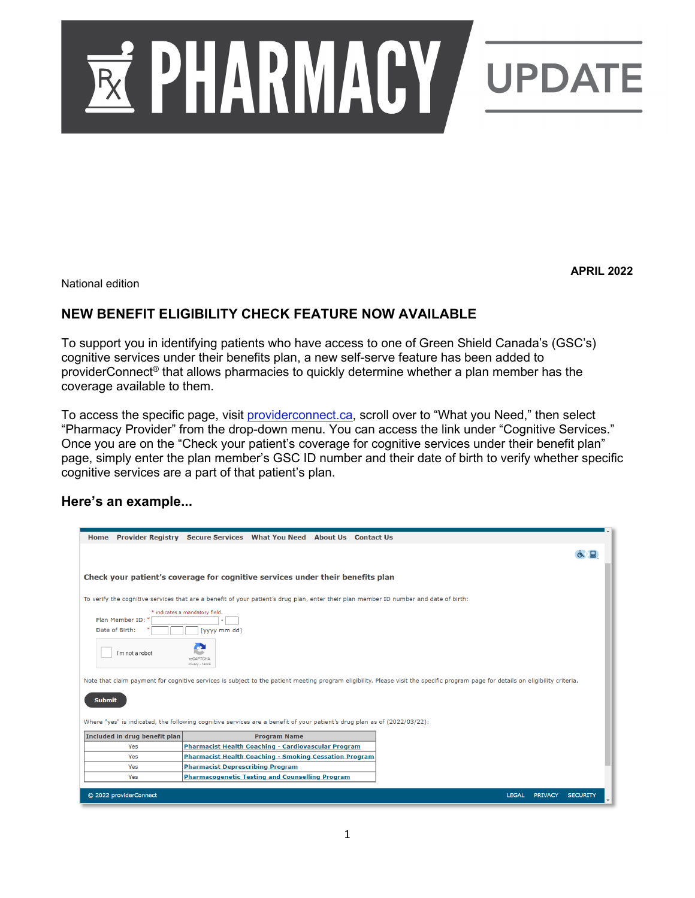# PHARMACY UPDATE

**APRIL 2022**

National edition

## NEW BENEFIT ELIGIBILITY CHECK FEATURE NOW AVAILABLE

To support you in identifying patients who have access to one of Green Shield Canada's (GSC's) cognitive services under their benefits plan, a new self-serve feature has been added to providerConnect® that allows pharmacies to quickly determine whether a plan member has the coverage available to them.

To access the specific page, visit [providerconnect.ca](providerconnect.ca), scroll over to "What you Need," then select "Pharmacy Provider" from the drop-down menu. You can access the link under "Cognitive Services." Once you are on the "Check your patient's coverage for cognitive services under their benefit plan" page, simply enter the plan member's GSC ID number and their date of birth to verify whether specific cognitive services are a part of that patient's plan.

### Here's an example...

Home   Provider Registry   Secure Services   What You Need   About Us   Contact Us

**Check your patient's coverage for cognitive services under their benefits plan**

To verify the cognitive services that are a benefit of your patient's drug plan, enter their plan member ID number and date of birth:

* indicates a mandatory field.

Plan Member ID: * ________ - ___

Date of Birth: * ____ ___ ___ [yyyy mm dd]

I'm not a robot

Note that claim payment for cognitive services is subject to the patient meeting program eligibility. Please visit the specific program page for details on eligibility criteria.

**Submit**

Where "yes" is indicated, the following cognitive services are a benefit of your patient's drug plan as of (2022/03/22):

| Included in drug benefit plan | Program Name |
| --- | --- |
| Yes | Pharmacist Health Coaching - Cardiovascular Program |
| Yes | Pharmacist Health Coaching - Smoking Cessation Program |
| Yes | Pharmacist Deprescribing Program |
| Yes | Pharmacogenetic Testing and Counselling Program |

© 2022 providerConnect   LEGAL   PRIVACY   SECURITY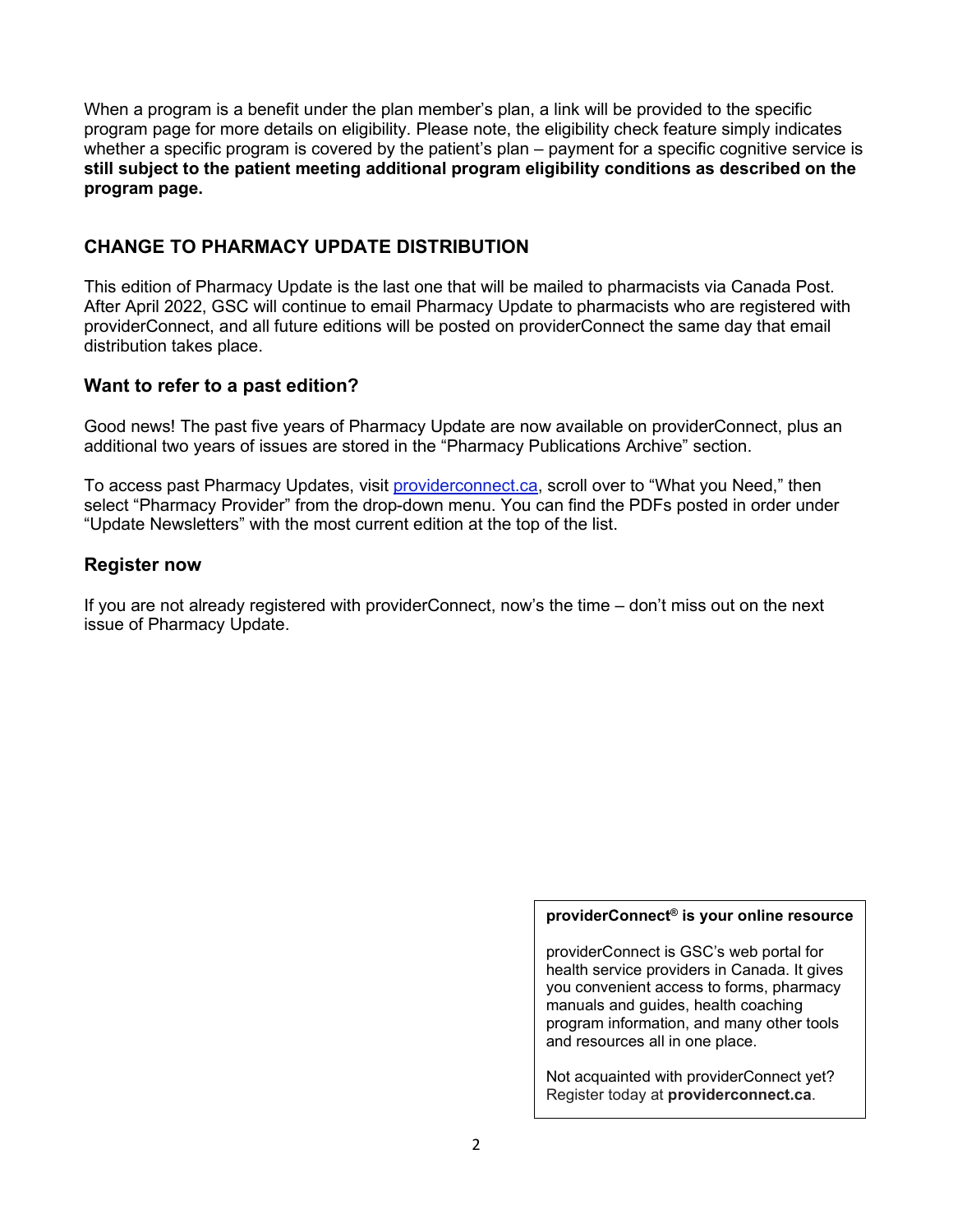When a program is a benefit under the plan member's plan, a link will be provided to the specific program page for more details on eligibility. Please note, the eligibility check feature simply indicates whether a specific program is covered by the patient's plan – payment for a specific cognitive service is **still subject to the patient meeting additional program eligibility conditions as described on the program page.**

## CHANGE TO PHARMACY UPDATE DISTRIBUTION

This edition of Pharmacy Update is the last one that will be mailed to pharmacists via Canada Post. After April 2022, GSC will continue to email Pharmacy Update to pharmacists who are registered with providerConnect, and all future editions will be posted on providerConnect the same day that email distribution takes place.

### Want to refer to a past edition?

Good news! The past five years of Pharmacy Update are now available on providerConnect, plus an additional two years of issues are stored in the "Pharmacy Publications Archive" section.

To access past Pharmacy Updates, visit [providerconnect.ca](providerconnect.ca), scroll over to "What you Need," then select "Pharmacy Provider" from the drop-down menu. You can find the PDFs posted in order under "Update Newsletters" with the most current edition at the top of the list.

### Register now

If you are not already registered with providerConnect, now's the time – don't miss out on the next issue of Pharmacy Update.

**providerConnect® is your online resource**

providerConnect is GSC's web portal for health service providers in Canada. It gives you convenient access to forms, pharmacy manuals and guides, health coaching program information, and many other tools and resources all in one place.

Not acquainted with providerConnect yet? Register today at **providerconnect.ca**.